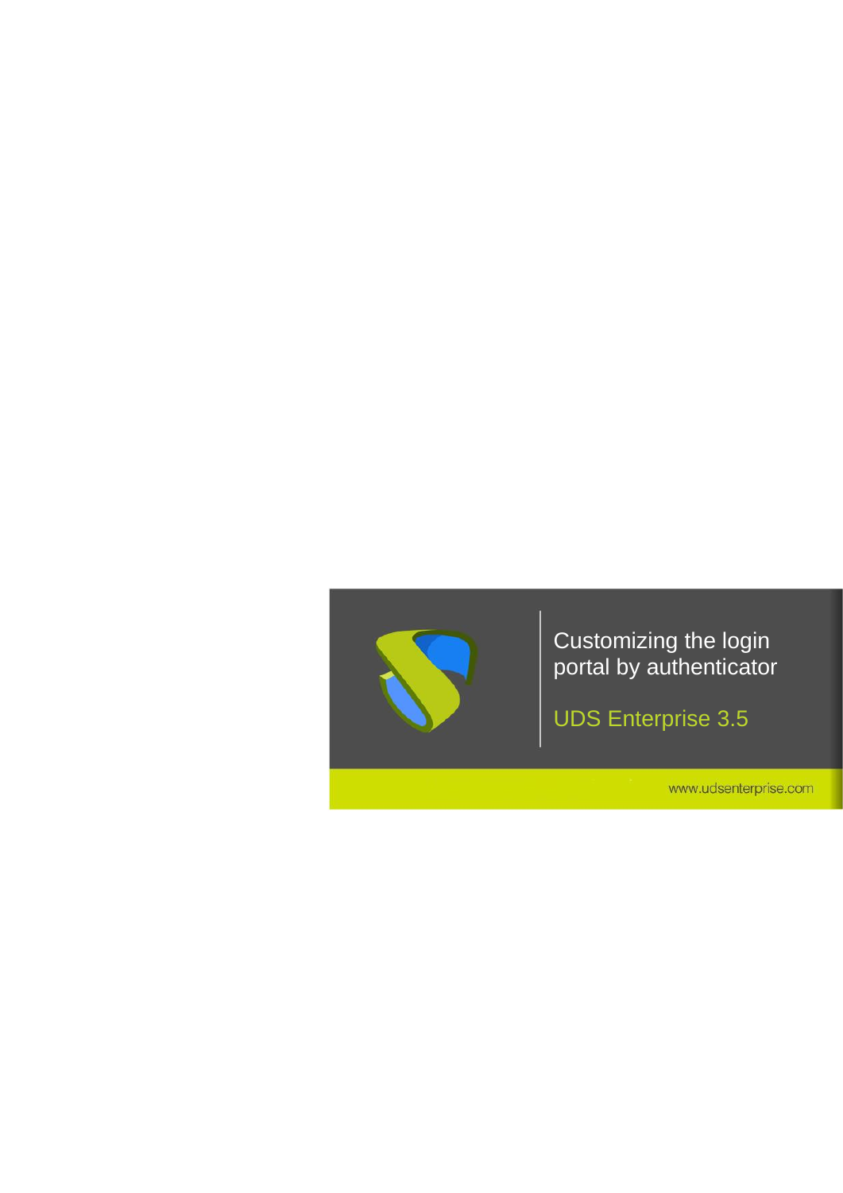# Customizing the login portal by authenticator

## UDS Enterprise 3.5

www.udsenterprise.com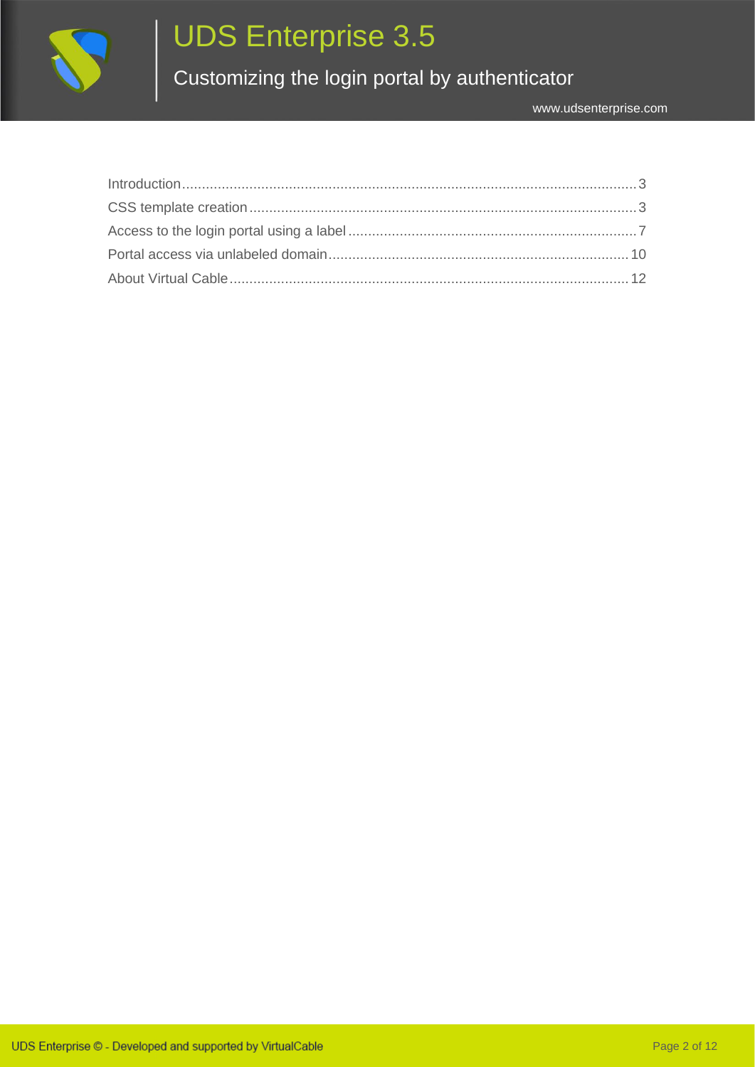Introduction ........................................................................................................ 3

CSS template creation ........................................................................................ 3

Access to the login portal using a label .............................................................. 7

Portal access via unlabeled domain ................................................................... 10

About Virtual Cable ............................................................................................ 12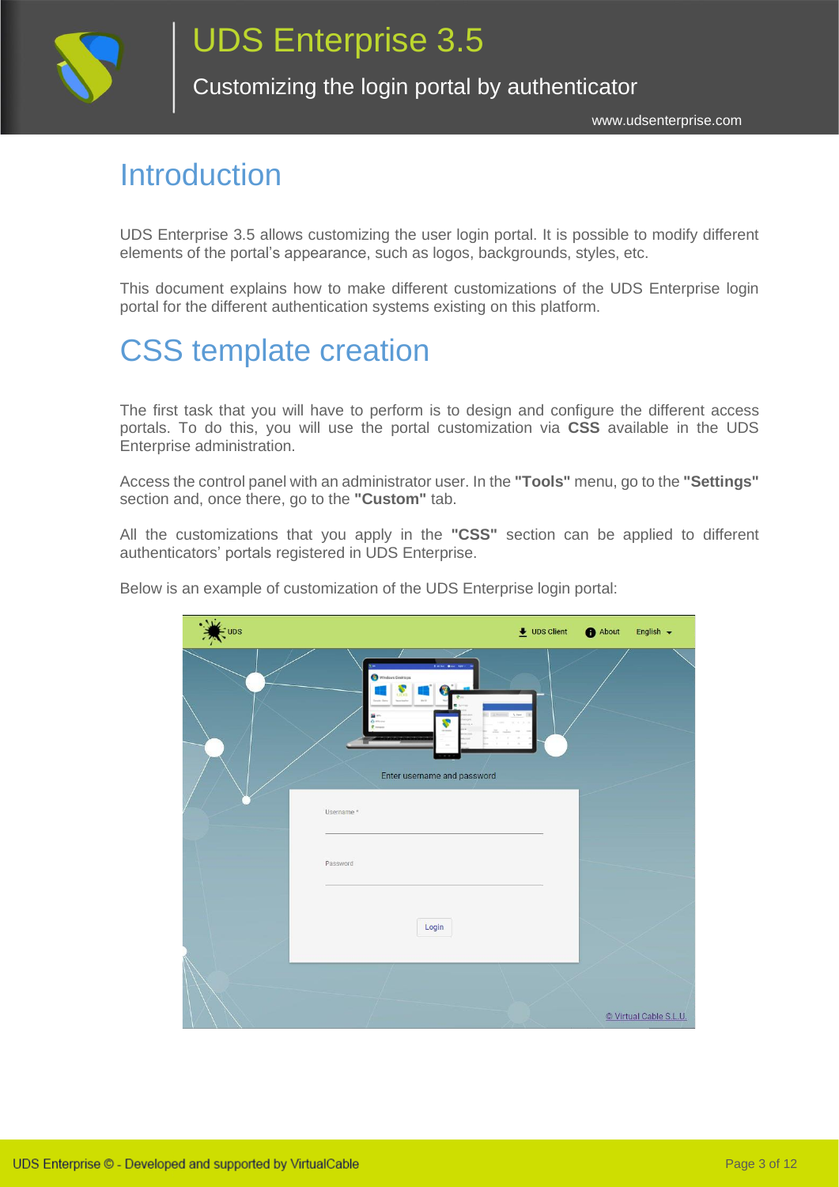# Introduction

UDS Enterprise 3.5 allows customizing the user login portal. It is possible to modify different elements of the portal's appearance, such as logos, backgrounds, styles, etc.

This document explains how to make different customizations of the UDS Enterprise login portal for the different authentication systems existing on this platform.

# CSS template creation

The first task that you will have to perform is to design and configure the different access portals. To do this, you will use the portal customization via **CSS** available in the UDS Enterprise administration.

Access the control panel with an administrator user. In the **"Tools"** menu, go to the **"Settings"** section and, once there, go to the **"Custom"** tab.

All the customizations that you apply in the **"CSS"** section can be applied to different authenticators' portals registered in UDS Enterprise.

Below is an example of customization of the UDS Enterprise login portal: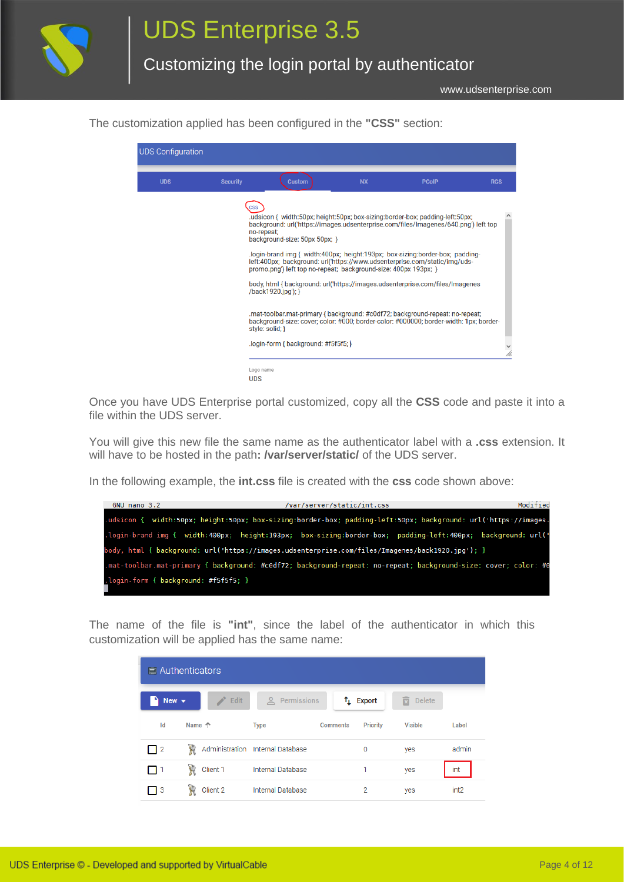The customization applied has been configured in the **"CSS"** section:

```
.udsicon { width:50px; height:50px; box-sizing:border-box; padding-left:50px; background: url('https://images.udsenterprise.com/files/Imagenes/640.png') left top no-repeat; background-size: 50px 50px; }

.login-brand img { width:400px; height:193px; box-sizing:border-box; padding-left:400px; background: url('https://www.udsenterprise.com/static/img/uds-promo.png') left top no-repeat; background-size: 400px 193px; }

body, html { background: url('https://images.udsenterprise.com/files/Imagenes/back1920.jpg'); }

.mat-toolbar.mat-primary { background: #c0df72; background-repeat: no-repeat; background-size: cover; color: #000; border-color: #000000; border-width: 1px; border-style: solid; }

.login-form { background: #f5f5f5; }
```

Once you have UDS Enterprise portal customized, copy all the **CSS** code and paste it into a file within the UDS server.

You will give this new file the same name as the authenticator label with a **.css** extension. It will have to be hosted in the path**: /var/server/static/** of the UDS server.

In the following example, the **int.css** file is created with the **css** code shown above:

```
GNU nano 3.2                    /var/server/static/int.css                    Modified
.udsicon {  width:50px; height:50px; box-sizing:border-box; padding-left:50px; background: url('https://images.
.login-brand img {  width:400px;  height:193px;  box-sizing:border-box;  padding-left:400px;  background: url('
body, html { background: url('https://images.udsenterprise.com/files/Imagenes/back1920.jpg'); }
.mat-toolbar.mat-primary { background: #c0df72; background-repeat: no-repeat; background-size: cover; color: #0
.login-form { background: #f5f5f5; }
```

The name of the file is **"int"**, since the label of the authenticator in which this customization will be applied has the same name:

| Id | Name | Type | Comments | Priority | Visible | Label |
|---|---|---|---|---|---|---|
| 2 | Administration | Internal Database | | 0 | yes | admin |
| 1 | Client 1 | Internal Database | | 1 | yes | int |
| 3 | Client 2 | Internal Database | | 2 | yes | int2 |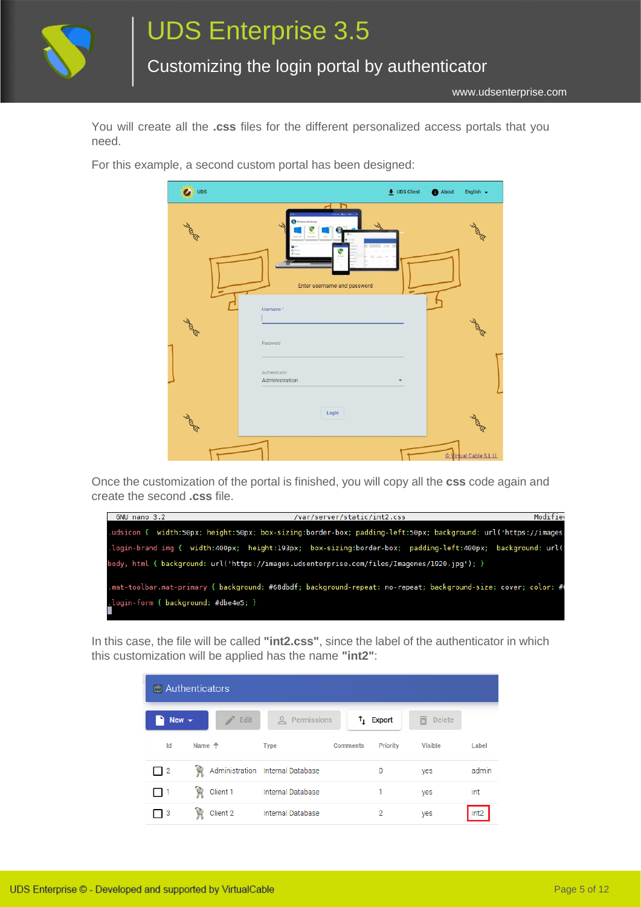You will create all the **.css** files for the different personalized access portals that you need.

For this example, a second custom portal has been designed:

Once the customization of the portal is finished, you will copy all the **css** code again and create the second **.css** file.

```
GNU nano 3.2                    /var/server/static/int2.css                    Modified
.udsicon {  width:50px; height:50px; box-sizing:border-box; padding-left:50px; background: url('https://images
.login-brand img {  width:400px;  height:193px;  box-sizing:border-box;  padding-left:400px;  background: url(
body, html { background: url('https://images.udsenterprise.com/files/Imagenes/1920.jpg'); }

.mat-toolbar.mat-primary { background: #68dbdf; background-repeat: no-repeat; background-size: cover; color: #
.login-form { background: #dbe4e5; }
```

In this case, the file will be called **"int2.css"**, since the label of the authenticator in which this customization will be applied has the name **"int2"**:

| Id | Name | Type | Comments | Priority | Visible | Label |
|---|---|---|---|---|---|---|
| 2 | Administration | Internal Database | | 0 | yes | admin |
| 1 | Client 1 | Internal Database | | 1 | yes | int |
| 3 | Client 2 | Internal Database | | 2 | yes | int2 |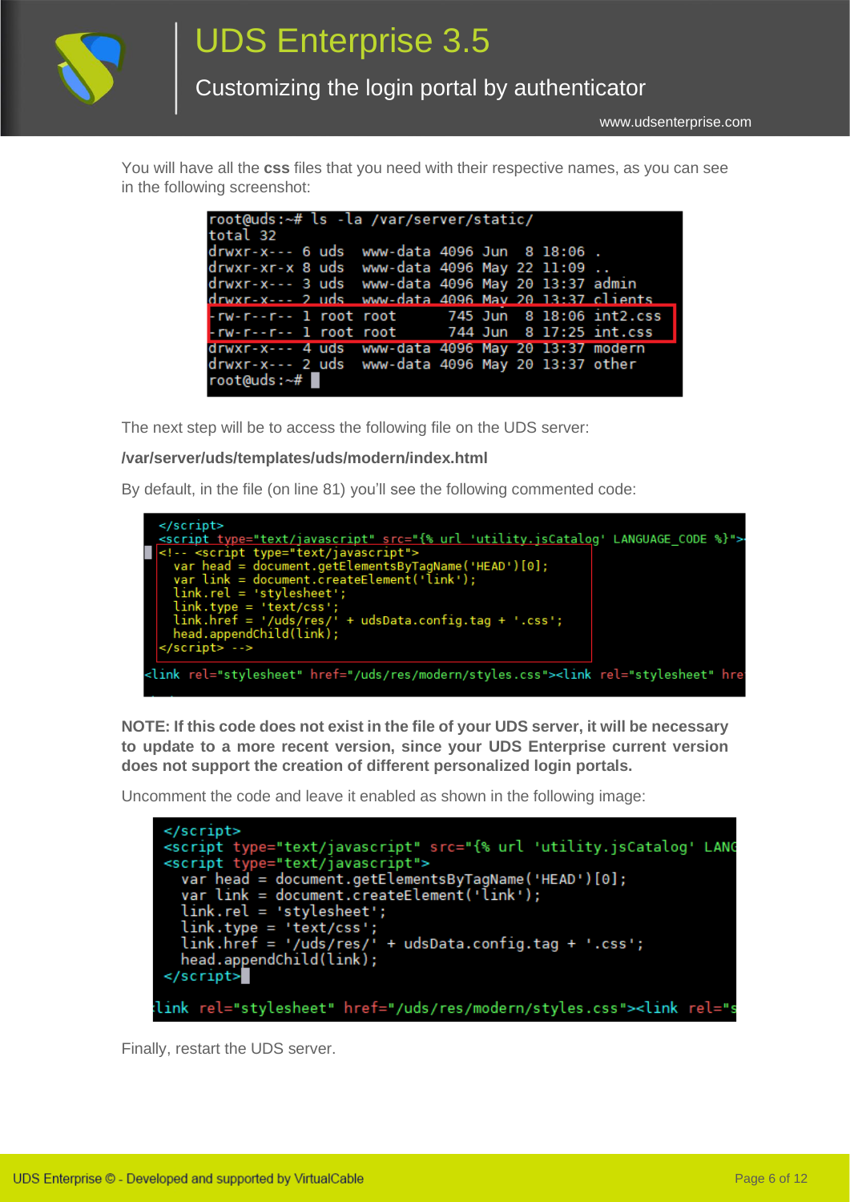You will have all the **css** files that you need with their respective names, as you can see in the following screenshot:

```
root@uds:~# ls -la /var/server/static/
total 32
drwxr-x--- 6 uds  www-data 4096 Jun  8 18:06 .
drwxr-xr-x 8 uds  www-data 4096 May 22 11:09 ..
drwxr-x--- 3 uds  www-data 4096 May 20 13:37 admin
drwxr-x--- 2 uds  www-data 4096 May 20 13:37 clients
-rw-r--r-- 1 root root      745 Jun  8 18:06 int2.css
-rw-r--r-- 1 root root      744 Jun  8 17:25 int.css
drwxr-x--- 4 uds  www-data 4096 May 20 13:37 modern
drwxr-x--- 2 uds  www-data 4096 May 20 13:37 other
root@uds:~#
```

The next step will be to access the following file on the UDS server:

**/var/server/uds/templates/uds/modern/index.html**

By default, in the file (on line 81) you'll see the following commented code:

```
</script>
<script type="text/javascript" src="{% url 'utility.jsCatalog' LANGUAGE_CODE %}">
<!-- <script type="text/javascript">
  var head = document.getElementsByTagName('HEAD')[0];
  var link = document.createElement('link');
  link.rel = 'stylesheet';
  link.type = 'text/css';
  link.href = '/uds/res/' + udsData.config.tag + '.css';
  head.appendChild(link);
</script> -->

<link rel="stylesheet" href="/uds/res/modern/styles.css"><link rel="stylesheet" hre
```

**NOTE: If this code does not exist in the file of your UDS server, it will be necessary to update to a more recent version, since your UDS Enterprise current version does not support the creation of different personalized login portals.**

Uncomment the code and leave it enabled as shown in the following image:

```
</script>
<script type="text/javascript" src="{% url 'utility.jsCatalog' LANG
<script type="text/javascript">
  var head = document.getElementsByTagName('HEAD')[0];
  var link = document.createElement('link');
  link.rel = 'stylesheet';
  link.type = 'text/css';
  link.href = '/uds/res/' + udsData.config.tag + '.css';
  head.appendChild(link);
</script>

link rel="stylesheet" href="/uds/res/modern/styles.css"><link rel="s
```

Finally, restart the UDS server.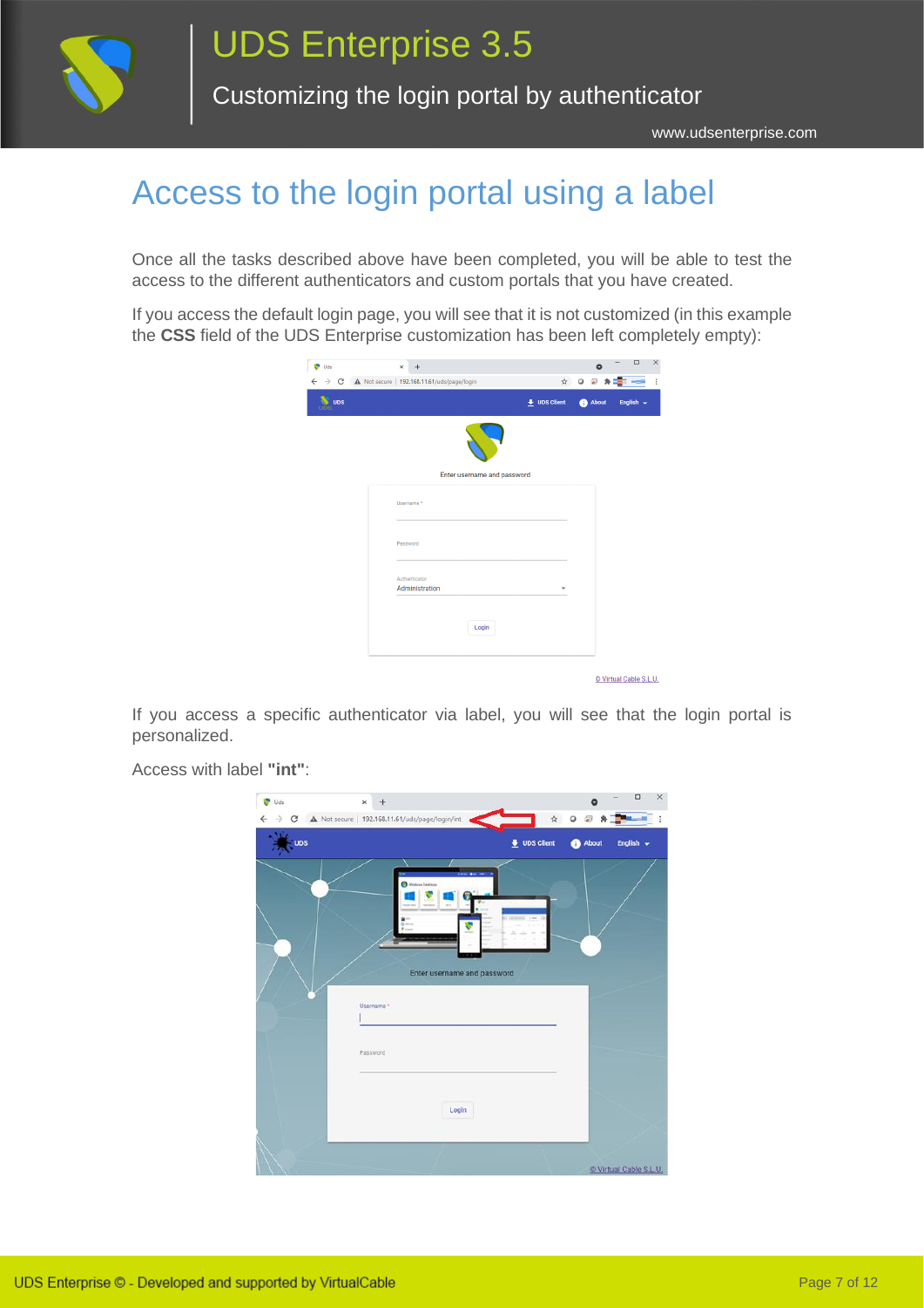# Access to the login portal using a label

Once all the tasks described above have been completed, you will be able to test the access to the different authenticators and custom portals that you have created.

If you access the default login page, you will see that it is not customized (in this example the **CSS** field of the UDS Enterprise customization has been left completely empty):

If you access a specific authenticator via label, you will see that the login portal is personalized.

Access with label **"int"**: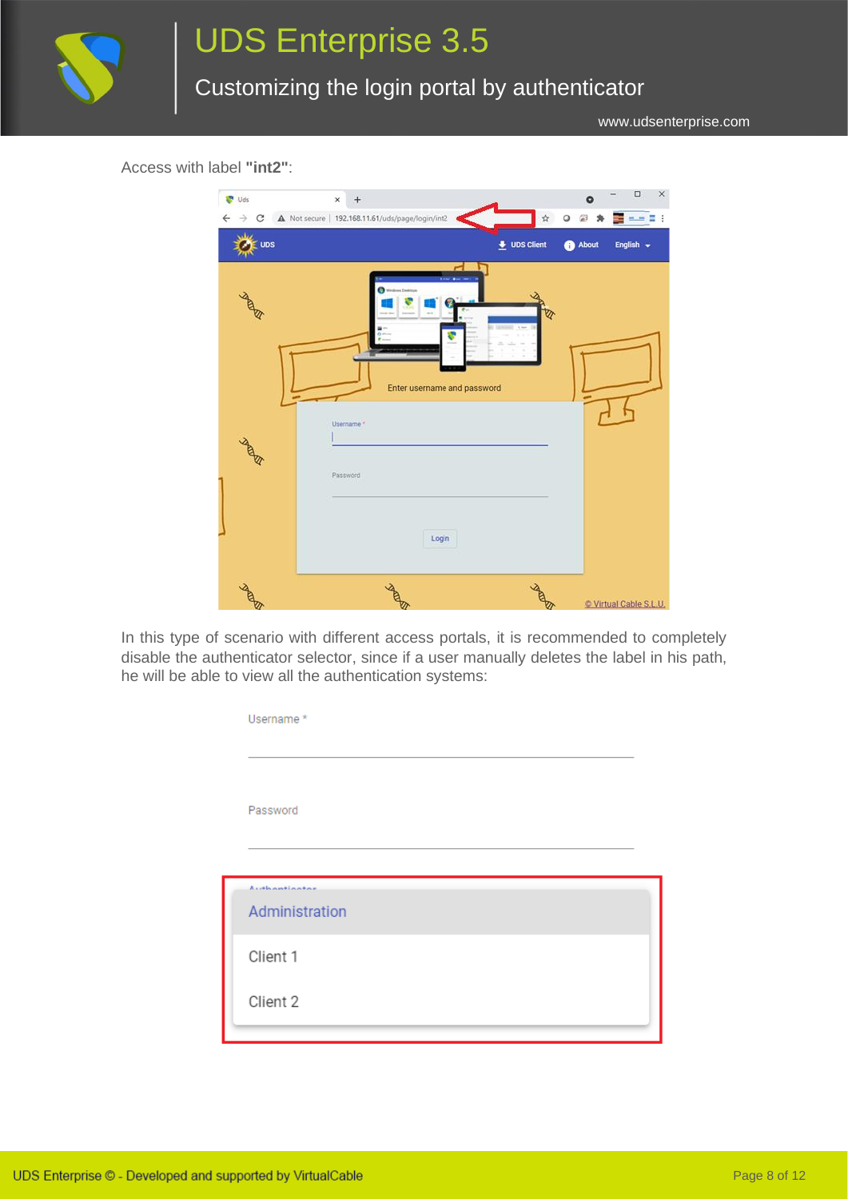Access with label **"int2"**:

In this type of scenario with different access portals, it is recommended to completely disable the authenticator selector, since if a user manually deletes the label in his path, he will be able to view all the authentication systems: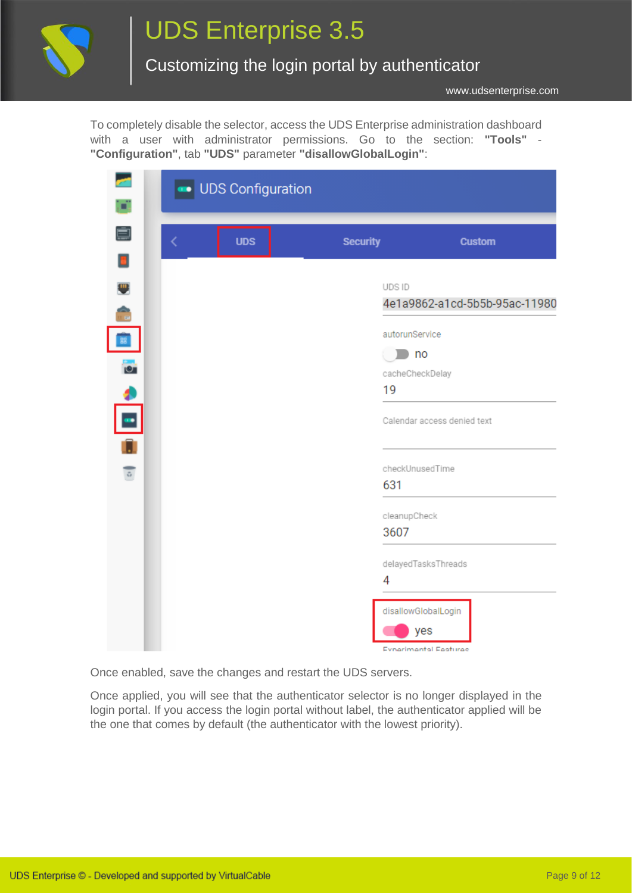To completely disable the selector, access the UDS Enterprise administration dashboard with a user with administrator permissions. Go to the section: **"Tools"** - **"Configuration"**, tab **"UDS"** parameter **"disallowGlobalLogin"**:

Once enabled, save the changes and restart the UDS servers.

Once applied, you will see that the authenticator selector is no longer displayed in the login portal. If you access the login portal without label, the authenticator applied will be the one that comes by default (the authenticator with the lowest priority).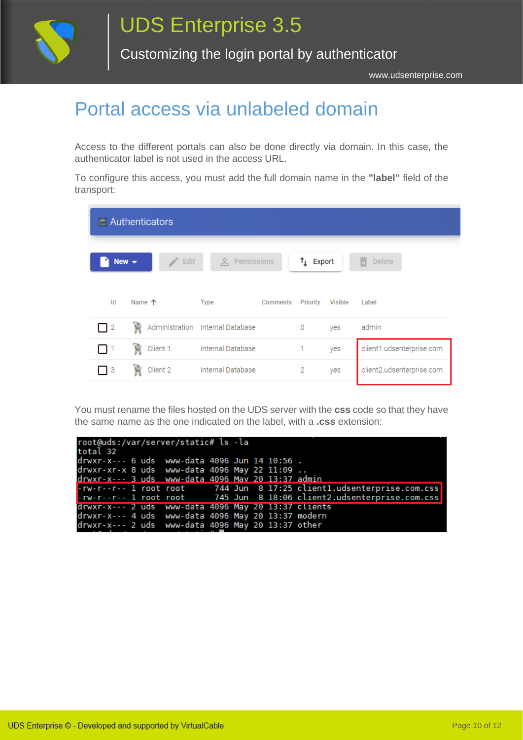# Portal access via unlabeled domain

Access to the different portals can also be done directly via domain. In this case, the authenticator label is not used in the access URL.

To configure this access, you must add the full domain name in the **"label"** field of the transport:

**Authenticators**

New | Edit | Permissions | Export | Delete

| Id | Name | Type | Comments | Priority | Visible | Label |
|---|---|---|---|---|---|---|
| 2 | Administration | Internal Database | | 0 | yes | admin |
| 1 | Client 1 | Internal Database | | 1 | yes | client1.udsenterprise.com |
| 3 | Client 2 | Internal Database | | 2 | yes | client2.udsenterprise.com |

You must rename the files hosted on the UDS server with the **css** code so that they have the same name as the one indicated on the label, with a **.css** extension:

```
root@uds:/var/server/static# ls -la
total 32
drwxr-x--- 6 uds  www-data 4096 Jun 14 10:56 .
drwxr-xr-x 8 uds  www-data 4096 May 22 11:09 ..
drwxr-x--- 3 uds  www-data 4096 May 20 13:37 admin
-rw-r--r-- 1 root root      744 Jun  8 17:25 client1.udsenterprise.com.css
-rw-r--r-- 1 root root      745 Jun  8 18:06 client2.udsenterprise.com.css
drwxr-x--- 2 uds  www-data 4096 May 20 13:37 clients
drwxr-x--- 4 uds  www-data 4096 May 20 13:37 modern
drwxr-x--- 2 uds  www-data 4096 May 20 13:37 other
```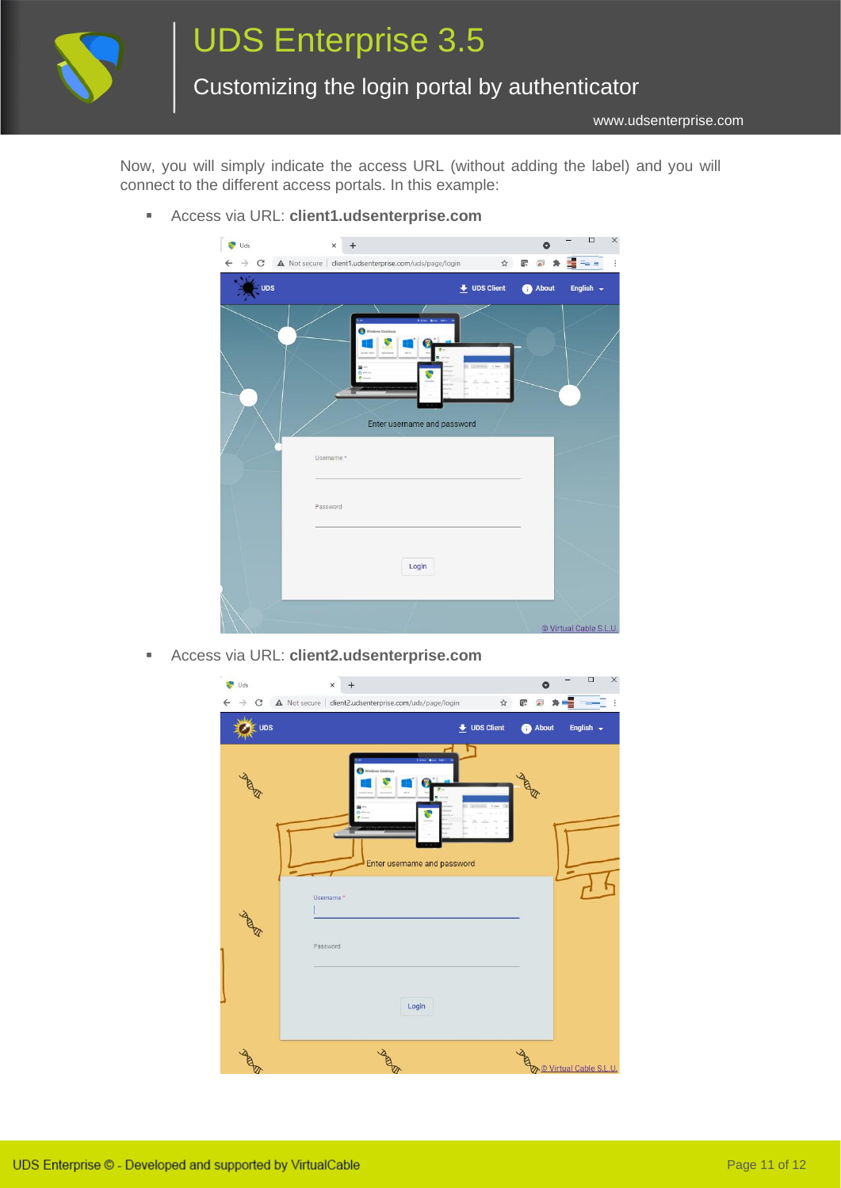Now, you will simply indicate the access URL (without adding the label) and you will connect to the different access portals. In this example:

- Access via URL: **client1.udsenterprise.com**

- Access via URL: **client2.udsenterprise.com**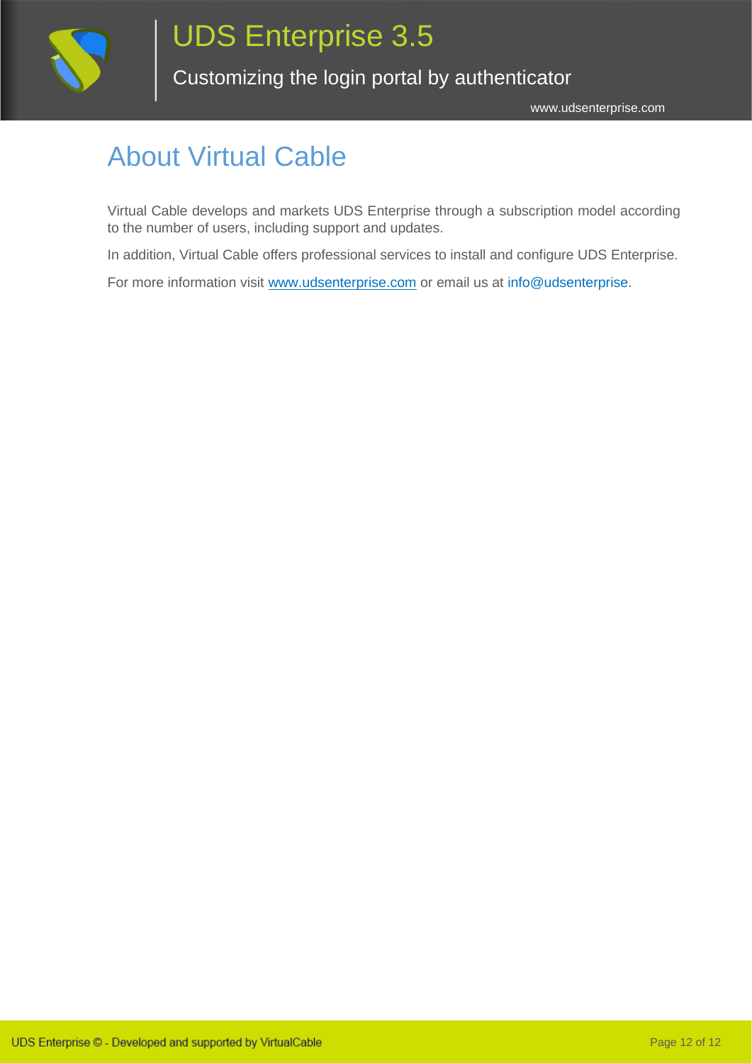# About Virtual Cable

Virtual Cable develops and markets UDS Enterprise through a subscription model according to the number of users, including support and updates.

In addition, Virtual Cable offers professional services to install and configure UDS Enterprise.

For more information visit www.udsenterprise.com or email us at info@udsenterprise.